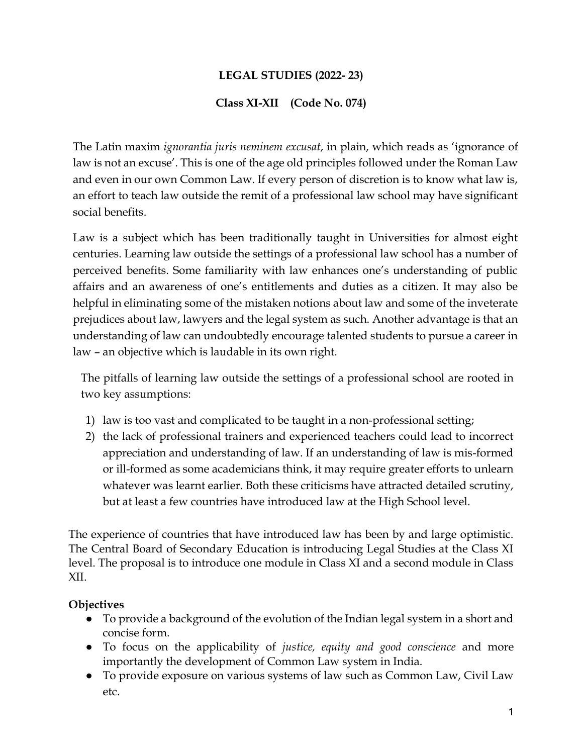# LEGAL STUDIES (2022- 23)

## Class XI-XII (Code No. 074)

The Latin maxim *ignorantia juris neminem excusat*, in plain, which reads as 'ignorance of law is not an excuse'. This is one of the age old principles followed under the Roman Law and even in our own Common Law. If every person of discretion is to know what law is, an effort to teach law outside the remit of a professional law school may have significant social benefits.

Law is a subject which has been traditionally taught in Universities for almost eight centuries. Learning law outside the settings of a professional law school has a number of perceived benefits. Some familiarity with law enhances one's understanding of public affairs and an awareness of one's entitlements and duties as a citizen. It may also be helpful in eliminating some of the mistaken notions about law and some of the inveterate prejudices about law, lawyers and the legal system as such. Another advantage is that an understanding of law can undoubtedly encourage talented students to pursue a career in law – an objective which is laudable in its own right.

The pitfalls of learning law outside the settings of a professional school are rooted in two key assumptions:

1) law is too vast and complicated to be taught in a non-professional setting;
2) the lack of professional trainers and experienced teachers could lead to incorrect appreciation and understanding of law. If an understanding of law is mis-formed or ill-formed as some academicians think, it may require greater efforts to unlearn whatever was learnt earlier. Both these criticisms have attracted detailed scrutiny, but at least a few countries have introduced law at the High School level.

The experience of countries that have introduced law has been by and large optimistic. The Central Board of Secondary Education is introducing Legal Studies at the Class XI level. The proposal is to introduce one module in Class XI and a second module in Class XII.

**Objectives**

- To provide a background of the evolution of the Indian legal system in a short and concise form.
- To focus on the applicability of *justice, equity and good conscience* and more importantly the development of Common Law system in India.
- To provide exposure on various systems of law such as Common Law, Civil Law etc.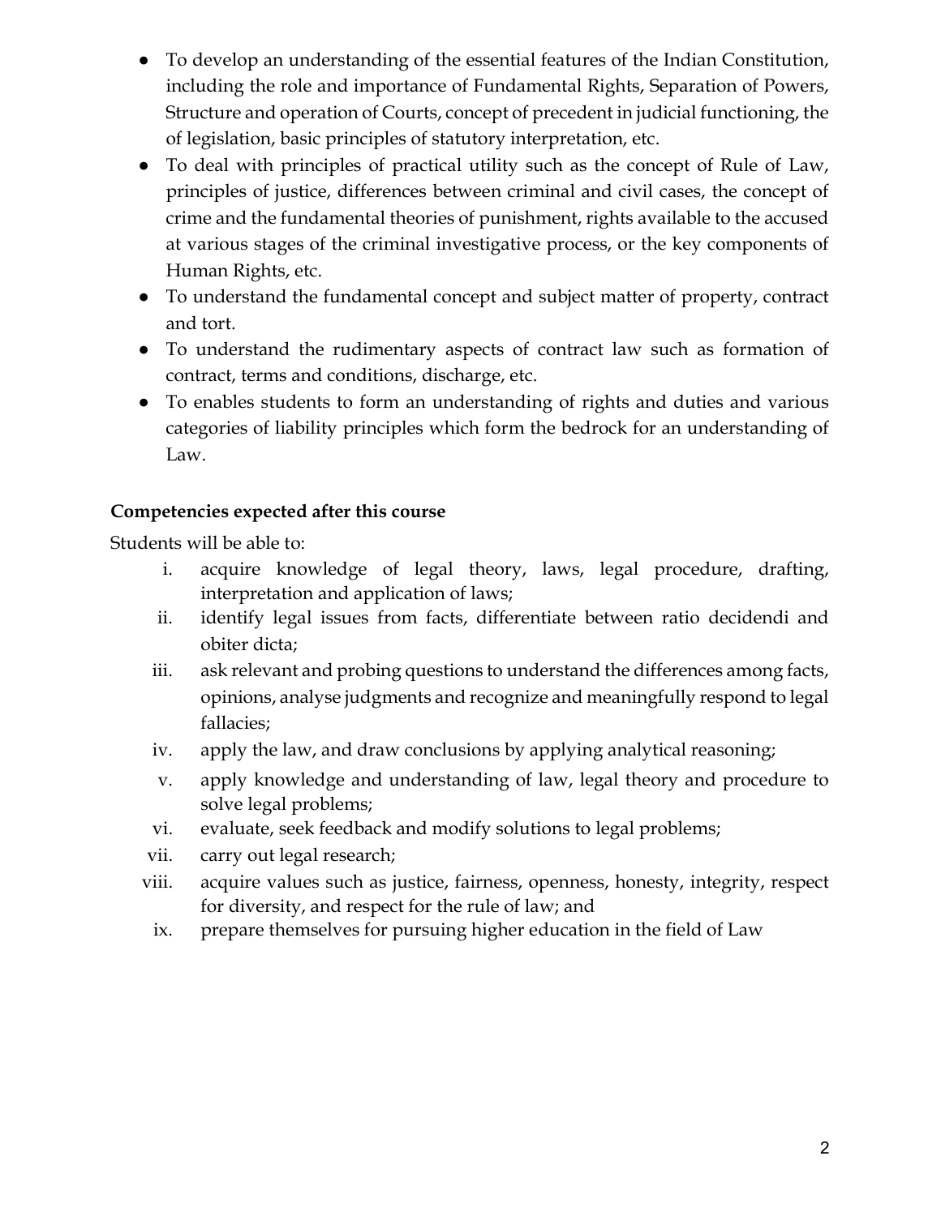- To develop an understanding of the essential features of the Indian Constitution, including the role and importance of Fundamental Rights, Separation of Powers, Structure and operation of Courts, concept of precedent in judicial functioning, the of legislation, basic principles of statutory interpretation, etc.
- To deal with principles of practical utility such as the concept of Rule of Law, principles of justice, differences between criminal and civil cases, the concept of crime and the fundamental theories of punishment, rights available to the accused at various stages of the criminal investigative process, or the key components of Human Rights, etc.
- To understand the fundamental concept and subject matter of property, contract and tort.
- To understand the rudimentary aspects of contract law such as formation of contract, terms and conditions, discharge, etc.
- To enables students to form an understanding of rights and duties and various categories of liability principles which form the bedrock for an understanding of Law.

**Competencies expected after this course**

Students will be able to:

i. acquire knowledge of legal theory, laws, legal procedure, drafting, interpretation and application of laws;
ii. identify legal issues from facts, differentiate between ratio decidendi and obiter dicta;
iii. ask relevant and probing questions to understand the differences among facts, opinions, analyse judgments and recognize and meaningfully respond to legal fallacies;
iv. apply the law, and draw conclusions by applying analytical reasoning;
v. apply knowledge and understanding of law, legal theory and procedure to solve legal problems;
vi. evaluate, seek feedback and modify solutions to legal problems;
vii. carry out legal research;
viii. acquire values such as justice, fairness, openness, honesty, integrity, respect for diversity, and respect for the rule of law; and
ix. prepare themselves for pursuing higher education in the field of Law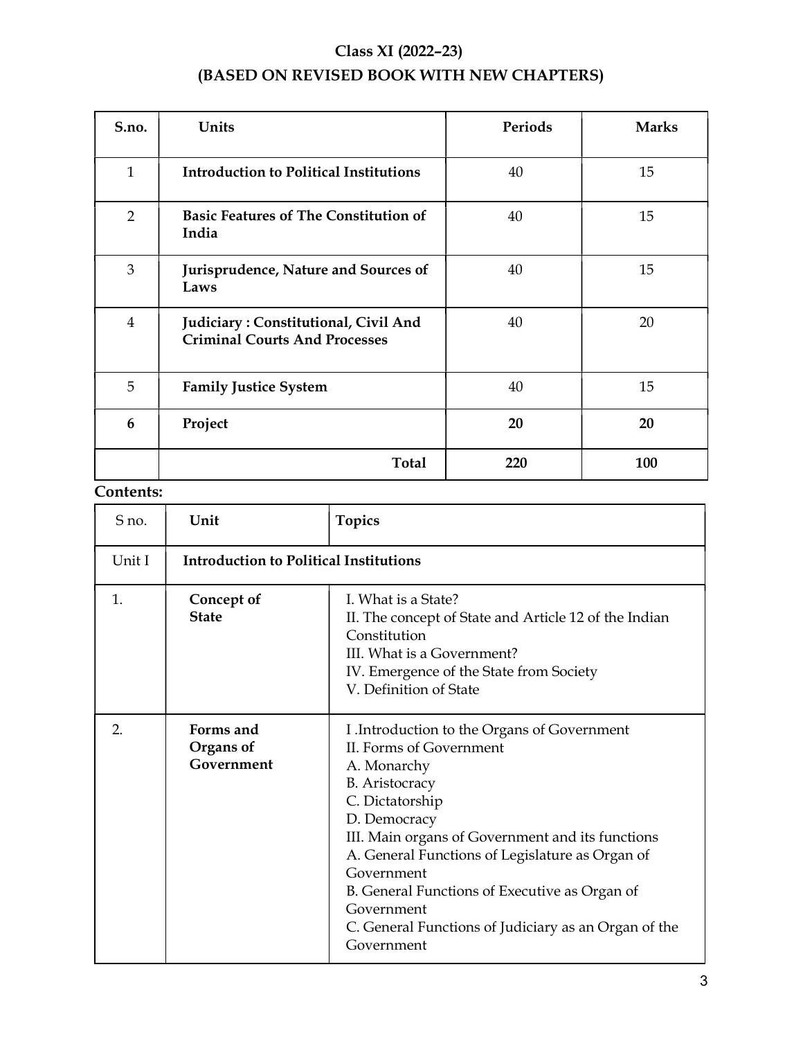# Class XI (2022–23)

## (BASED ON REVISED BOOK WITH NEW CHAPTERS)

| S.no. | Units | Periods | Marks |
|---|---|---|---|
| 1 | **Introduction to Political Institutions** | 40 | 15 |
| 2 | **Basic Features of The Constitution of India** | 40 | 15 |
| 3 | **Jurisprudence, Nature and Sources of Laws** | 40 | 15 |
| 4 | **Judiciary : Constitutional, Civil And Criminal Courts And Processes** | 40 | 20 |
| 5 | **Family Justice System** | 40 | 15 |
| **6** | **Project** | **20** | **20** |
| | **Total** | **220** | **100** |

**Contents:**

| S no. | Unit | Topics |
|---|---|---|
| Unit I | **Introduction to Political Institutions** | |
| 1. | **Concept of State** | I. What is a State?<br>II. The concept of State and Article 12 of the Indian Constitution<br>III. What is a Government?<br>IV. Emergence of the State from Society<br>V. Definition of State |
| 2. | **Forms and Organs of Government** | I .Introduction to the Organs of Government<br>II. Forms of Government<br>A. Monarchy<br>B. Aristocracy<br>C. Dictatorship<br>D. Democracy<br>III. Main organs of Government and its functions<br>A. General Functions of Legislature as Organ of Government<br>B. General Functions of Executive as Organ of Government<br>C. General Functions of Judiciary as an Organ of the Government |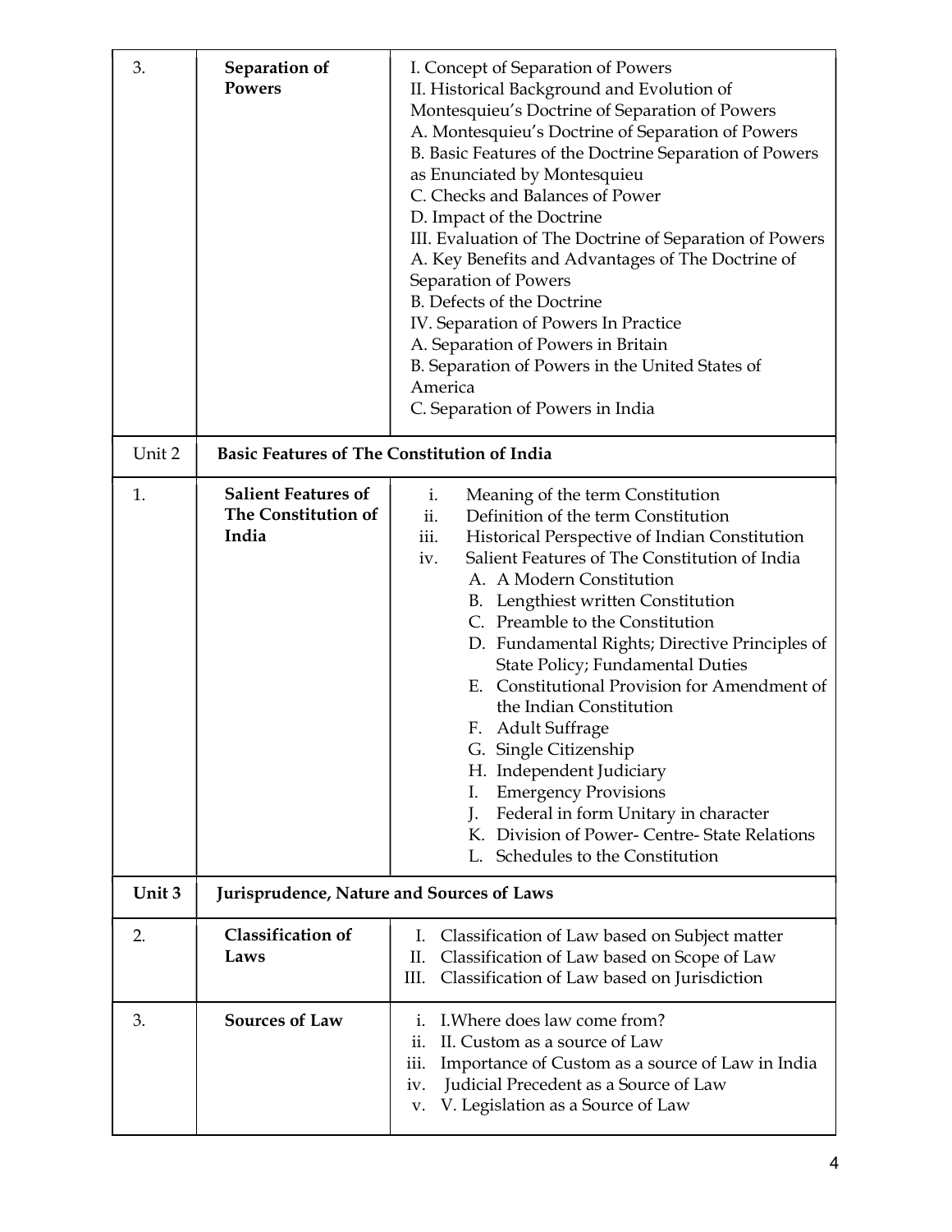| 3. | **Separation of Powers** | I. Concept of Separation of Powers<br>II. Historical Background and Evolution of Montesquieu's Doctrine of Separation of Powers<br>A. Montesquieu's Doctrine of Separation of Powers<br>B. Basic Features of the Doctrine Separation of Powers as Enunciated by Montesquieu<br>C. Checks and Balances of Power<br>D. Impact of the Doctrine<br>III. Evaluation of The Doctrine of Separation of Powers<br>A. Key Benefits and Advantages of The Doctrine of Separation of Powers<br>B. Defects of the Doctrine<br>IV. Separation of Powers In Practice<br>A. Separation of Powers in Britain<br>B. Separation of Powers in the United States of America<br>C. Separation of Powers in India |
|---|---|---|
| Unit 2 | **Basic Features of The Constitution of India** | |
| 1. | **Salient Features of The Constitution of India** | i. Meaning of the term Constitution<br>ii. Definition of the term Constitution<br>iii. Historical Perspective of Indian Constitution<br>iv. Salient Features of The Constitution of India<br>A. A Modern Constitution<br>B. Lengthiest written Constitution<br>C. Preamble to the Constitution<br>D. Fundamental Rights; Directive Principles of State Policy; Fundamental Duties<br>E. Constitutional Provision for Amendment of the Indian Constitution<br>F. Adult Suffrage<br>G. Single Citizenship<br>H. Independent Judiciary<br>I. Emergency Provisions<br>J. Federal in form Unitary in character<br>K. Division of Power- Centre- State Relations<br>L. Schedules to the Constitution |
| **Unit 3** | **Jurisprudence, Nature and Sources of Laws** | |
| 2. | **Classification of Laws** | I. Classification of Law based on Subject matter<br>II. Classification of Law based on Scope of Law<br>III. Classification of Law based on Jurisdiction |
| 3. | **Sources of Law** | i. I.Where does law come from?<br>ii. II. Custom as a source of Law<br>iii. Importance of Custom as a source of Law in India<br>iv. Judicial Precedent as a Source of Law<br>v. V. Legislation as a Source of Law |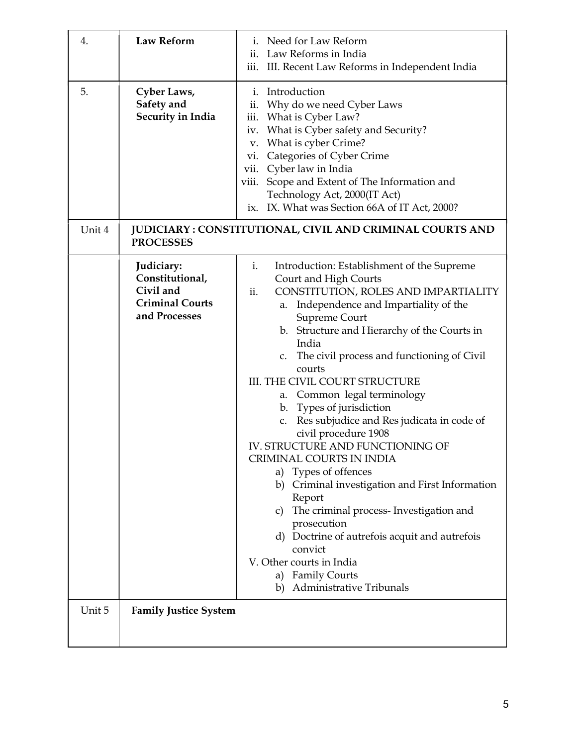| 4. | **Law Reform** | i. Need for Law Reform<br>ii. Law Reforms in India<br>iii. III. Recent Law Reforms in Independent India |
|---|---|---|
| 5. | **Cyber Laws, Safety and Security in India** | i. Introduction<br>ii. Why do we need Cyber Laws<br>iii. What is Cyber Law?<br>iv. What is Cyber safety and Security?<br>v. What is cyber Crime?<br>vi. Categories of Cyber Crime<br>vii. Cyber law in India<br>viii. Scope and Extent of The Information and Technology Act, 2000(IT Act)<br>ix. IX. What was Section 66A of IT Act, 2000? |
| Unit 4 | **JUDICIARY : CONSTITUTIONAL, CIVIL AND CRIMINAL COURTS AND PROCESSES** | |
| | **Judiciary: Constitutional, Civil and Criminal Courts and Processes** | i. Introduction: Establishment of the Supreme Court and High Courts<br>ii. CONSTITUTION, ROLES AND IMPARTIALITY<br>a. Independence and Impartiality of the Supreme Court<br>b. Structure and Hierarchy of the Courts in India<br>c. The civil process and functioning of Civil courts<br>III. THE CIVIL COURT STRUCTURE<br>a. Common legal terminology<br>b. Types of jurisdiction<br>c. Res subjudice and Res judicata in code of civil procedure 1908<br>IV. STRUCTURE AND FUNCTIONING OF CRIMINAL COURTS IN INDIA<br>a) Types of offences<br>b) Criminal investigation and First Information Report<br>c) The criminal process- Investigation and prosecution<br>d) Doctrine of autrefois acquit and autrefois convict<br>V. Other courts in India<br>a) Family Courts<br>b) Administrative Tribunals |
| Unit 5 | **Family Justice System** | |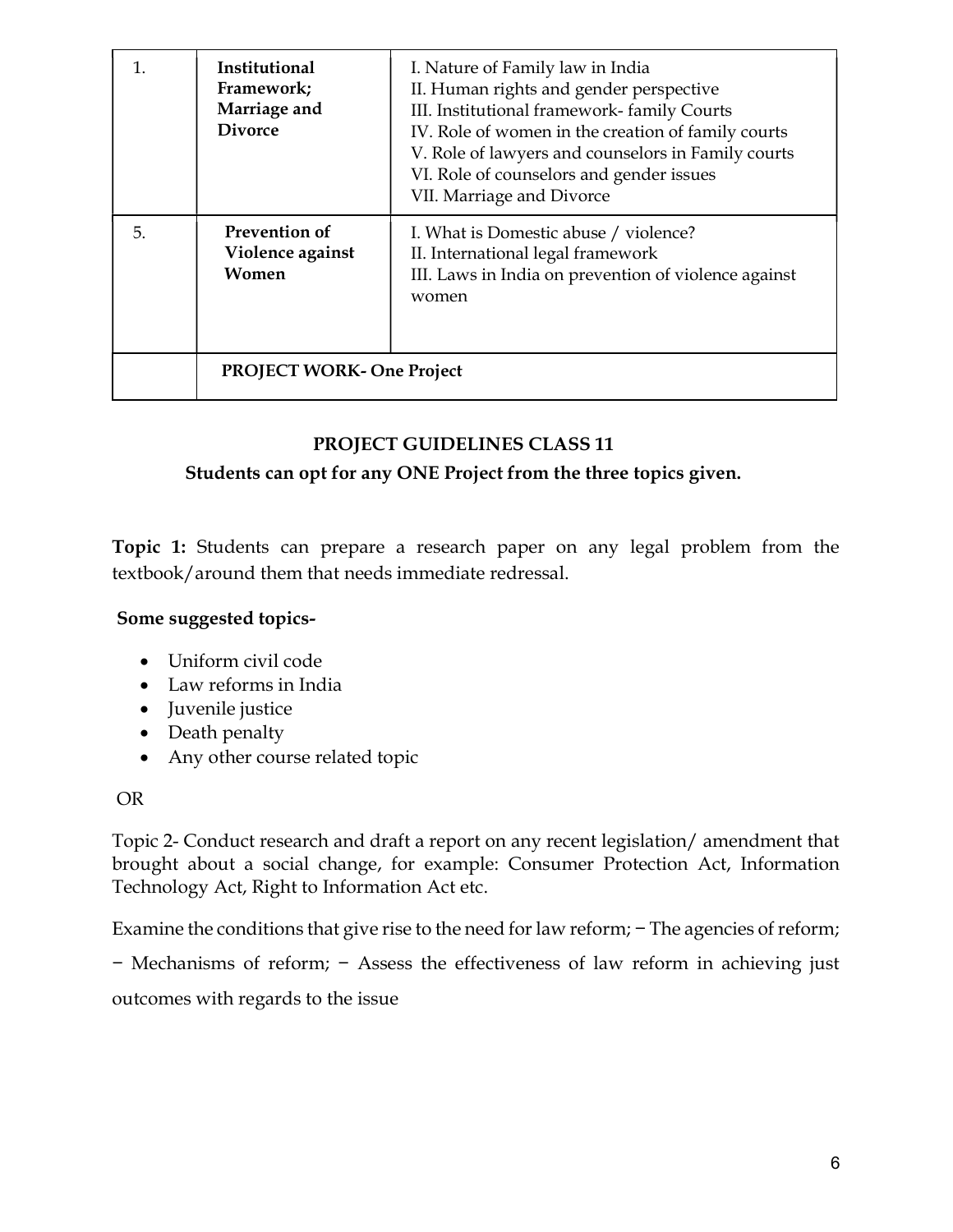| 1. | **Institutional Framework; Marriage and Divorce** | I. Nature of Family law in India<br>II. Human rights and gender perspective<br>III. Institutional framework- family Courts<br>IV. Role of women in the creation of family courts<br>V. Role of lawyers and counselors in Family courts<br>VI. Role of counselors and gender issues<br>VII. Marriage and Divorce |
|---|---|---|
| 5. | **Prevention of Violence against Women** | I. What is Domestic abuse / violence?<br>II. International legal framework<br>III. Laws in India on prevention of violence against women |
| | **PROJECT WORK- One Project** | |

## PROJECT GUIDELINES CLASS 11

**Students can opt for any ONE Project from the three topics given.**

**Topic 1:** Students can prepare a research paper on any legal problem from the textbook/around them that needs immediate redressal.

**Some suggested topics-**

- Uniform civil code
- Law reforms in India
- Juvenile justice
- Death penalty
- Any other course related topic

OR

Topic 2- Conduct research and draft a report on any recent legislation/ amendment that brought about a social change, for example: Consumer Protection Act, Information Technology Act, Right to Information Act etc.

Examine the conditions that give rise to the need for law reform; − The agencies of reform; − Mechanisms of reform; − Assess the effectiveness of law reform in achieving just outcomes with regards to the issue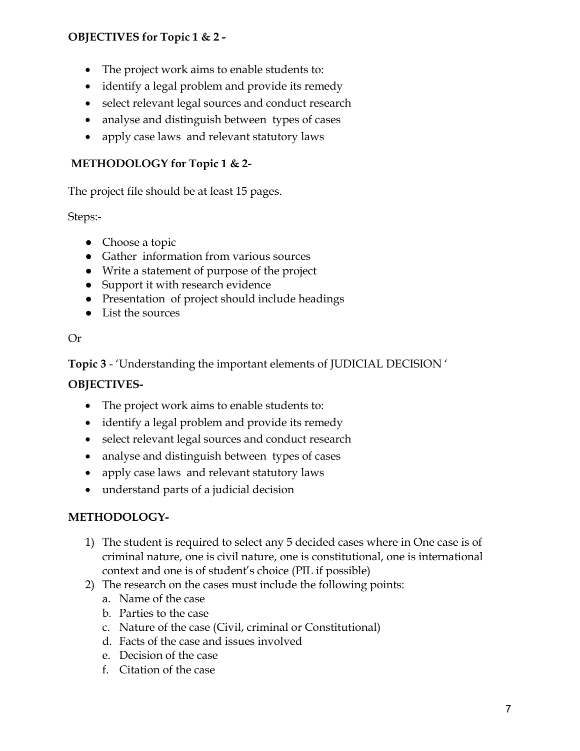**OBJECTIVES for Topic 1 & 2 -**

- The project work aims to enable students to:
- identify a legal problem and provide its remedy
- select relevant legal sources and conduct research
- analyse and distinguish between types of cases
- apply case laws and relevant statutory laws

**METHODOLOGY for Topic 1 & 2-**

The project file should be at least 15 pages.

Steps:-

- Choose a topic
- Gather information from various sources
- Write a statement of purpose of the project
- Support it with research evidence
- Presentation of project should include headings
- List the sources

Or

**Topic 3** - 'Understanding the important elements of JUDICIAL DECISION '

**OBJECTIVES-**

- The project work aims to enable students to:
- identify a legal problem and provide its remedy
- select relevant legal sources and conduct research
- analyse and distinguish between types of cases
- apply case laws and relevant statutory laws
- understand parts of a judicial decision

**METHODOLOGY-**

1) The student is required to select any 5 decided cases where in One case is of criminal nature, one is civil nature, one is constitutional, one is international context and one is of student's choice (PIL if possible)
2) The research on the cases must include the following points:
   a. Name of the case
   b. Parties to the case
   c. Nature of the case (Civil, criminal or Constitutional)
   d. Facts of the case and issues involved
   e. Decision of the case
   f. Citation of the case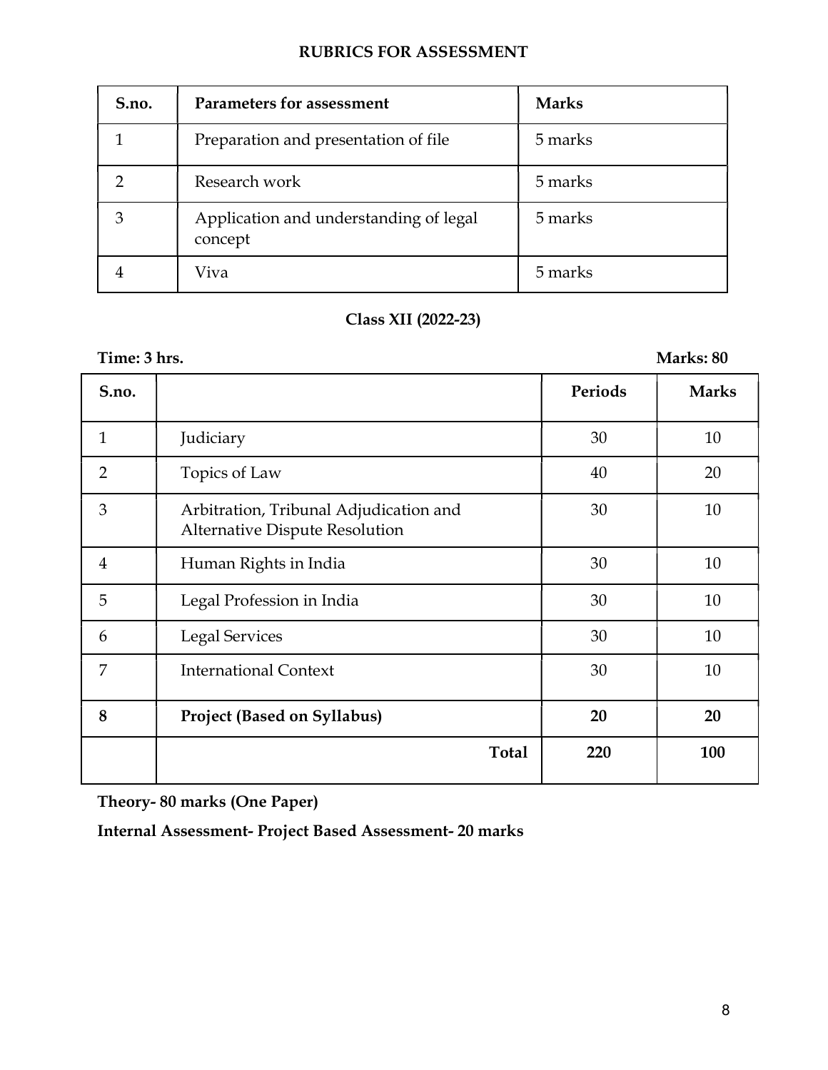## RUBRICS FOR ASSESSMENT

| S.no. | Parameters for assessment | Marks |
|---|---|---|
| 1 | Preparation and presentation of file | 5 marks |
| 2 | Research work | 5 marks |
| 3 | Application and understanding of legal concept | 5 marks |
| 4 | Viva | 5 marks |

## Class XII (2022-23)

**Time: 3 hrs.** **Marks: 80**

| S.no. | | Periods | Marks |
|---|---|---|---|
| 1 | Judiciary | 30 | 10 |
| 2 | Topics of Law | 40 | 20 |
| 3 | Arbitration, Tribunal Adjudication and Alternative Dispute Resolution | 30 | 10 |
| 4 | Human Rights in India | 30 | 10 |
| 5 | Legal Profession in India | 30 | 10 |
| 6 | Legal Services | 30 | 10 |
| 7 | International Context | 30 | 10 |
| **8** | **Project (Based on Syllabus)** | **20** | **20** |
| | **Total** | **220** | **100** |

**Theory- 80 marks (One Paper)**

**Internal Assessment- Project Based Assessment- 20 marks**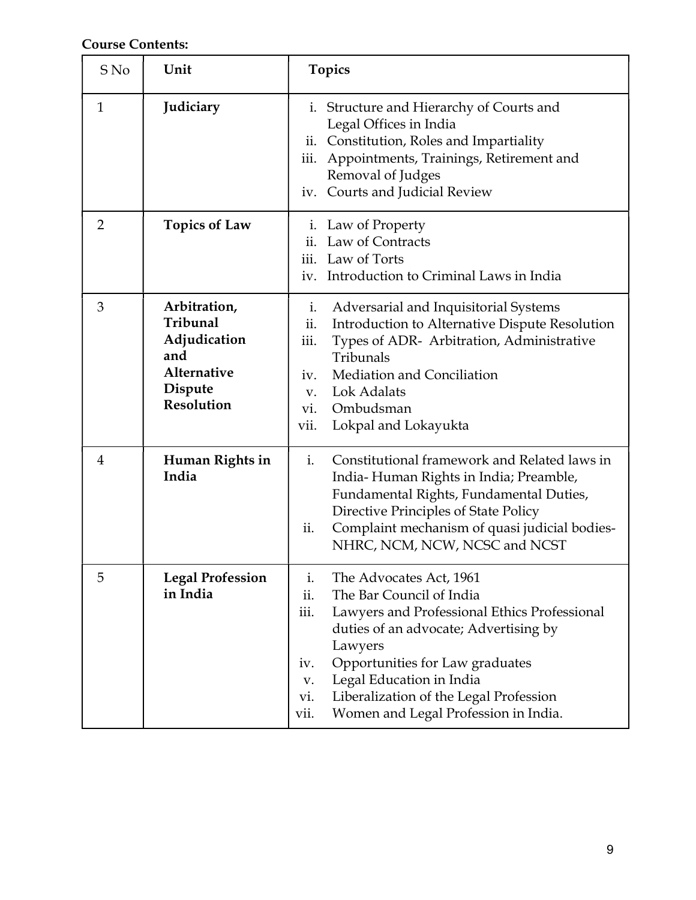**Course Contents:**

| S No | Unit | Topics |
| --- | --- | --- |
| 1 | **Judiciary** | i. Structure and Hierarchy of Courts and Legal Offices in India<br>ii. Constitution, Roles and Impartiality<br>iii. Appointments, Trainings, Retirement and Removal of Judges<br>iv. Courts and Judicial Review |
| 2 | **Topics of Law** | i. Law of Property<br>ii. Law of Contracts<br>iii. Law of Torts<br>iv. Introduction to Criminal Laws in India |
| 3 | **Arbitration, Tribunal Adjudication and Alternative Dispute Resolution** | i. Adversarial and Inquisitorial Systems<br>ii. Introduction to Alternative Dispute Resolution<br>iii. Types of ADR- Arbitration, Administrative Tribunals<br>iv. Mediation and Conciliation<br>v. Lok Adalats<br>vi. Ombudsman<br>vii. Lokpal and Lokayukta |
| 4 | **Human Rights in India** | i. Constitutional framework and Related laws in India- Human Rights in India; Preamble, Fundamental Rights, Fundamental Duties, Directive Principles of State Policy<br>ii. Complaint mechanism of quasi judicial bodies- NHRC, NCM, NCW, NCSC and NCST |
| 5 | **Legal Profession in India** | i. The Advocates Act, 1961<br>ii. The Bar Council of India<br>iii. Lawyers and Professional Ethics Professional duties of an advocate; Advertising by Lawyers<br>iv. Opportunities for Law graduates<br>v. Legal Education in India<br>vi. Liberalization of the Legal Profession<br>vii. Women and Legal Profession in India. |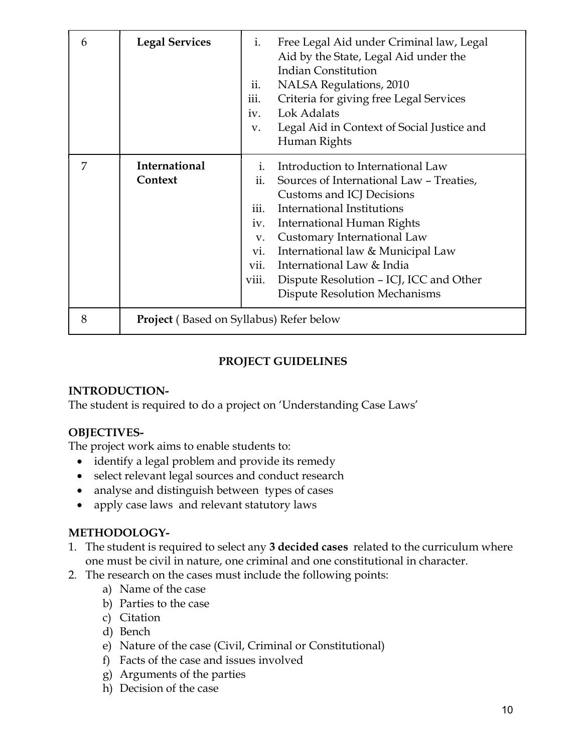| 6 | **Legal Services** | i. Free Legal Aid under Criminal law, Legal Aid by the State, Legal Aid under the Indian Constitution<br>ii. NALSA Regulations, 2010<br>iii. Criteria for giving free Legal Services<br>iv. Lok Adalats<br>v. Legal Aid in Context of Social Justice and Human Rights |
|---|---|---|
| 7 | **International Context** | i. Introduction to International Law<br>ii. Sources of International Law – Treaties, Customs and ICJ Decisions<br>iii. International Institutions<br>iv. International Human Rights<br>v. Customary International Law<br>vi. International law & Municipal Law<br>vii. International Law & India<br>viii. Dispute Resolution – ICJ, ICC and Other Dispute Resolution Mechanisms |
| 8 | **Project** ( Based on Syllabus) Refer below | |

## PROJECT GUIDELINES

**INTRODUCTION-**

The student is required to do a project on 'Understanding Case Laws'

**OBJECTIVES-**

The project work aims to enable students to:

- identify a legal problem and provide its remedy
- select relevant legal sources and conduct research
- analyse and distinguish between types of cases
- apply case laws and relevant statutory laws

**METHODOLOGY-**

1. The student is required to select any **3 decided cases** related to the curriculum where one must be civil in nature, one criminal and one constitutional in character.
2. The research on the cases must include the following points:
   a) Name of the case
   b) Parties to the case
   c) Citation
   d) Bench
   e) Nature of the case (Civil, Criminal or Constitutional)
   f) Facts of the case and issues involved
   g) Arguments of the parties
   h) Decision of the case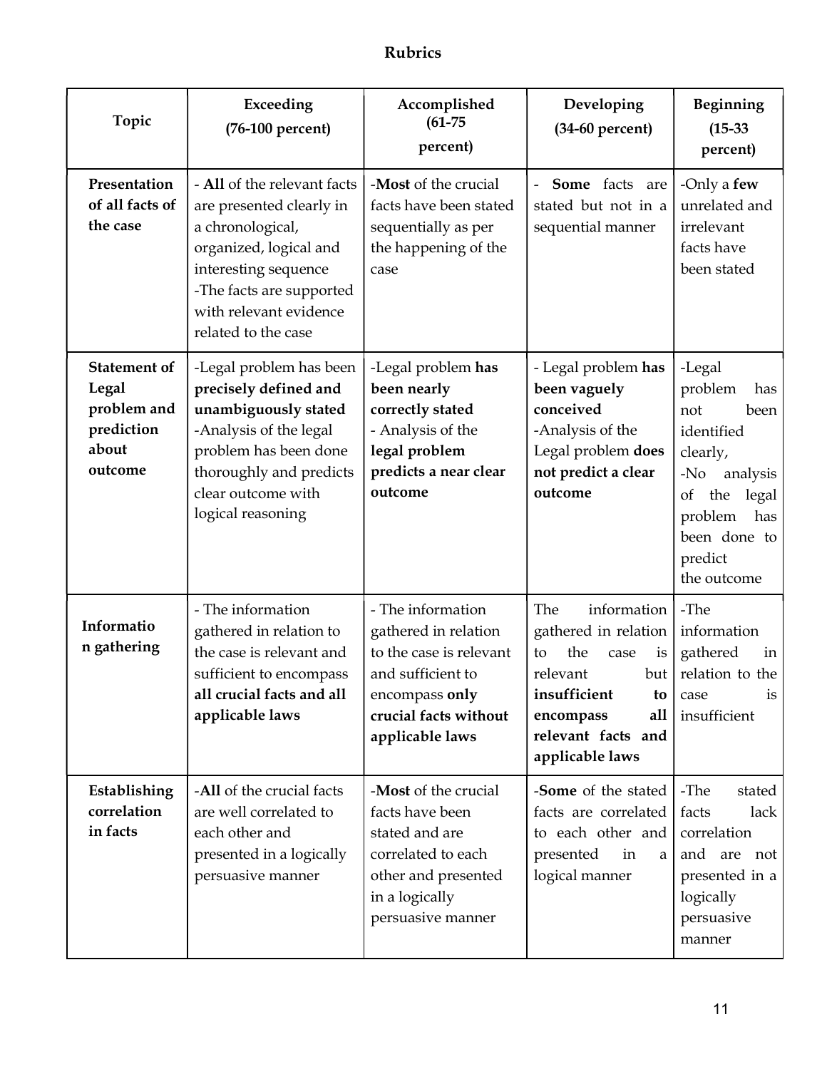# Rubrics

| Topic | Exceeding (76-100 percent) | Accomplished (61-75 percent) | Developing (34-60 percent) | Beginning (15-33 percent) |
|---|---|---|---|---|
| **Presentation of all facts of the case** | - **All** of the relevant facts are presented clearly in a chronological, organized, logical and interesting sequence<br>-The facts are supported with relevant evidence related to the case | -**Most** of the crucial facts have been stated sequentially as per the happening of the case | - **Some** facts are stated but not in a sequential manner | -Only a **few** unrelated and irrelevant facts have been stated |
| **Statement of Legal problem and prediction about outcome** | -Legal problem has been **precisely defined and unambiguously stated**<br>-Analysis of the legal problem has been done thoroughly and predicts clear outcome with logical reasoning | -Legal problem **has been nearly correctly stated**<br>- Analysis of the **legal problem predicts a near clear outcome** | - Legal problem **has been vaguely conceived**<br>-Analysis of the Legal problem **does not predict a clear outcome** | -Legal problem has not been identified clearly,<br>-No analysis of the legal problem has been done to predict the outcome |
| **Information gathering** | - The information gathered in relation to the case is relevant and sufficient to encompass **all crucial facts and all applicable laws** | - The information gathered in relation to the case is relevant and sufficient to encompass **only crucial facts without applicable laws** | The information gathered in relation to the case is relevant but **insufficient to encompass all relevant facts and applicable laws** | -The information gathered in relation to the case is insufficient |
| **Establishing correlation in facts** | -**All** of the crucial facts are well correlated to each other and presented in a logically persuasive manner | -**Most** of the crucial facts have been stated and are correlated to each other and presented in a logically persuasive manner | -**Some** of the stated facts are correlated to each other and presented in a logical manner | -The stated facts lack correlation and are not presented in a logically persuasive manner |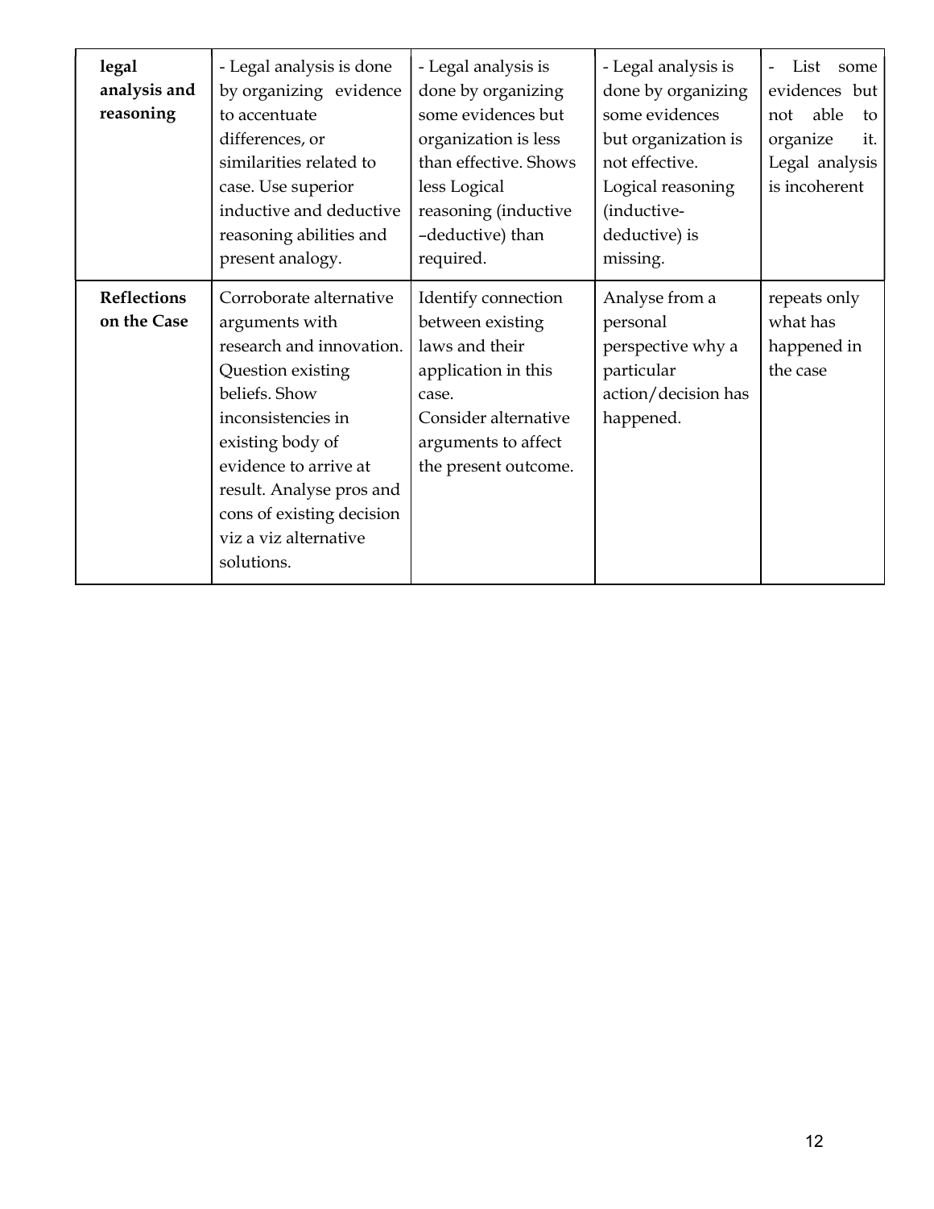| | | | | |
|---|---|---|---|---|
| **legal analysis and reasoning** | - Legal analysis is done by organizing evidence to accentuate differences, or similarities related to case. Use superior inductive and deductive reasoning abilities and present analogy. | - Legal analysis is done by organizing some evidences but organization is less than effective. Shows less Logical reasoning (inductive –deductive) than required. | - Legal analysis is done by organizing some evidences but organization is not effective. Logical reasoning (inductive-deductive) is missing. | - List some evidences but not able to organize it. Legal analysis is incoherent |
| **Reflections on the Case** | Corroborate alternative arguments with research and innovation. Question existing beliefs. Show inconsistencies in existing body of evidence to arrive at result. Analyse pros and cons of existing decision viz a viz alternative solutions. | Identify connection between existing laws and their application in this case. Consider alternative arguments to affect the present outcome. | Analyse from a personal perspective why a particular action/decision has happened. | repeats only what has happened in the case |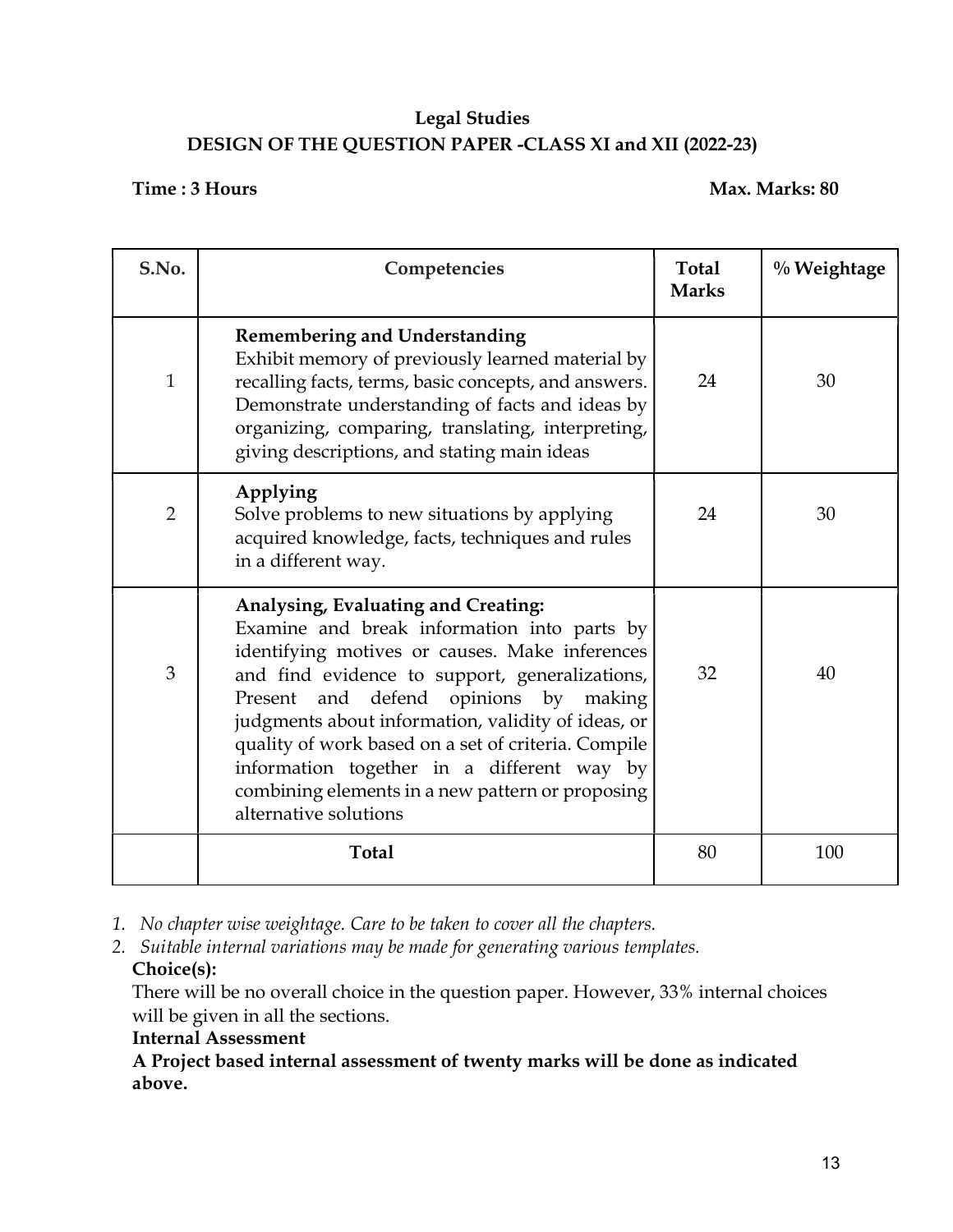## Legal Studies

## DESIGN OF THE QUESTION PAPER -CLASS XI and XII (2022-23)

**Time : 3 Hours** **Max. Marks: 80**

| S.No. | Competencies | Total Marks | % Weightage |
|---|---|---|---|
| 1 | **Remembering and Understanding** Exhibit memory of previously learned material by recalling facts, terms, basic concepts, and answers. Demonstrate understanding of facts and ideas by organizing, comparing, translating, interpreting, giving descriptions, and stating main ideas | 24 | 30 |
| 2 | **Applying** Solve problems to new situations by applying acquired knowledge, facts, techniques and rules in a different way. | 24 | 30 |
| 3 | **Analysing, Evaluating and Creating:** Examine and break information into parts by identifying motives or causes. Make inferences and find evidence to support, generalizations, Present and defend opinions by making judgments about information, validity of ideas, or quality of work based on a set of criteria. Compile information together in a different way by combining elements in a new pattern or proposing alternative solutions | 32 | 40 |
| | **Total** | 80 | 100 |

1. *No chapter wise weightage. Care to be taken to cover all the chapters.*
2. *Suitable internal variations may be made for generating various templates.*

**Choice(s):**

There will be no overall choice in the question paper. However, 33% internal choices will be given in all the sections.

**Internal Assessment**

**A Project based internal assessment of twenty marks will be done as indicated above.**